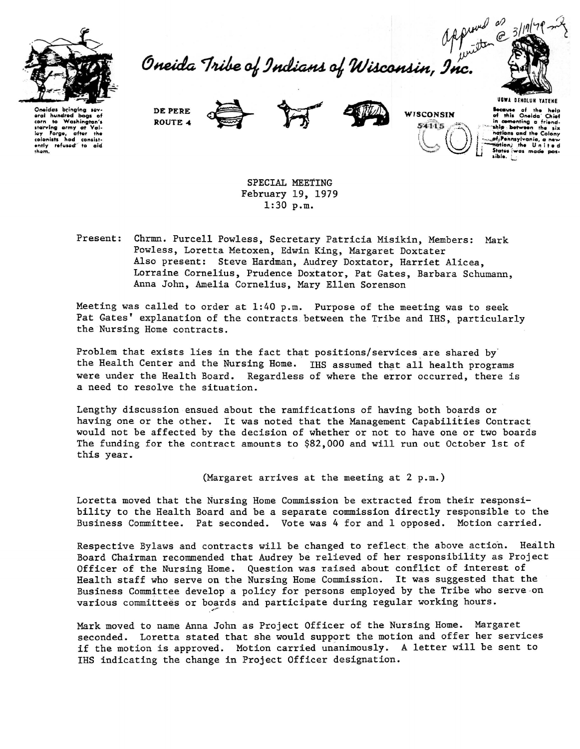Approved as written @ 3/19/79

# Oneida Tribe of Indians of Wisconsin, Inc.

Oneidas bringing several hundred bags of corn to Washington's starving army at Valley Forge, after the colonists had consistently refused to aid them.

DE PERE
ROUTE 4

WISCONSIN
54115

UGWA DEHOLUN YATEHE
Because of the help of this Oneida Chief in cementing a friendship between the six nations and the Colony of Pennsylvania, a new nation, the United States was made possible.

SPECIAL MEETING
February 19, 1979
1:30 p.m.

Present: Chrmn. Purcell Powless, Secretary Patricia Misikin, Members: Mark Powless, Loretta Metoxen, Edwin King, Margaret Doxtater
Also present: Steve Hardman, Audrey Doxtator, Harriet Alicea, Lorraine Cornelius, Prudence Doxtator, Pat Gates, Barbara Schumann, Anna John, Amelia Cornelius, Mary Ellen Sorenson

Meeting was called to order at 1:40 p.m. Purpose of the meeting was to seek Pat Gates' explanation of the contracts between the Tribe and IHS, particularly the Nursing Home contracts.

Problem that exists lies in the fact that positions/services are shared by the Health Center and the Nursing Home. IHS assumed that all health programs were under the Health Board. Regardless of where the error occurred, there is a need to resolve the situation.

Lengthy discussion ensued about the ramifications of having both boards or having one or the other. It was noted that the Management Capabilities Contract would not be affected by the decision of whether or not to have one or two boards The funding for the contract amounts to $82,000 and will run out October 1st of this year.

(Margaret arrives at the meeting at 2 p.m.)

Loretta moved that the Nursing Home Commission be extracted from their responsibility to the Health Board and be a separate commission directly responsible to the Business Committee. Pat seconded. Vote was 4 for and 1 opposed. Motion carried.

Respective Bylaws and contracts will be changed to reflect the above action. Health Board Chairman recommended that Audrey be relieved of her responsibility as Project Officer of the Nursing Home. Question was raised about conflict of interest of Health staff who serve on the Nursing Home Commission. It was suggested that the Business Committee develop a policy for persons employed by the Tribe who serve on various committees or boards and participate during regular working hours.

Mark moved to name Anna John as Project Officer of the Nursing Home. Margaret seconded. Loretta stated that she would support the motion and offer her services if the motion is approved. Motion carried unanimously. A letter will be sent to IHS indicating the change in Project Officer designation.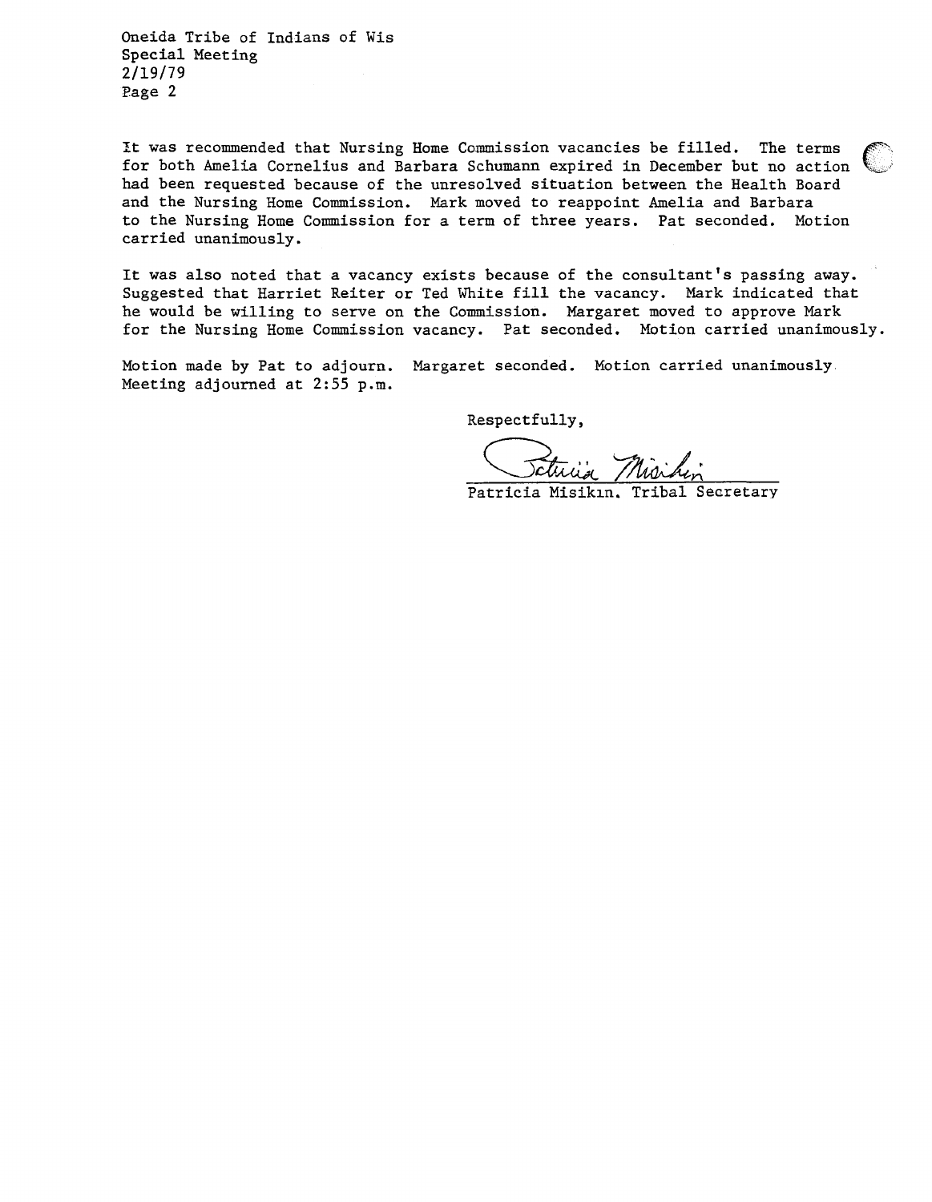It was recommended that Nursing Home Commission vacancies be filled. The terms for both Amelia Cornelius and Barbara Schumann expired in December but no action had been requested because of the unresolved situation between the Health Board and the Nursing Home Commission. Mark moved to reappoint Amelia and Barbara to the Nursing Home Commission for a term of three years. Pat seconded. Motion carried unanimously.

It was also noted that a vacancy exists because of the consultant's passing away. Suggested that Harriet Reiter or Ted White fill the vacancy. Mark indicated that he would be willing to serve on the Commission. Margaret moved to approve Mark for the Nursing Home Commission vacancy. Pat seconded. Motion carried unanimously.

Motion made by Pat to adjourn. Margaret seconded. Motion carried unanimously. Meeting adjourned at 2:55 p.m.

Respectfully,

Patricia Misikin, Tribal Secretary